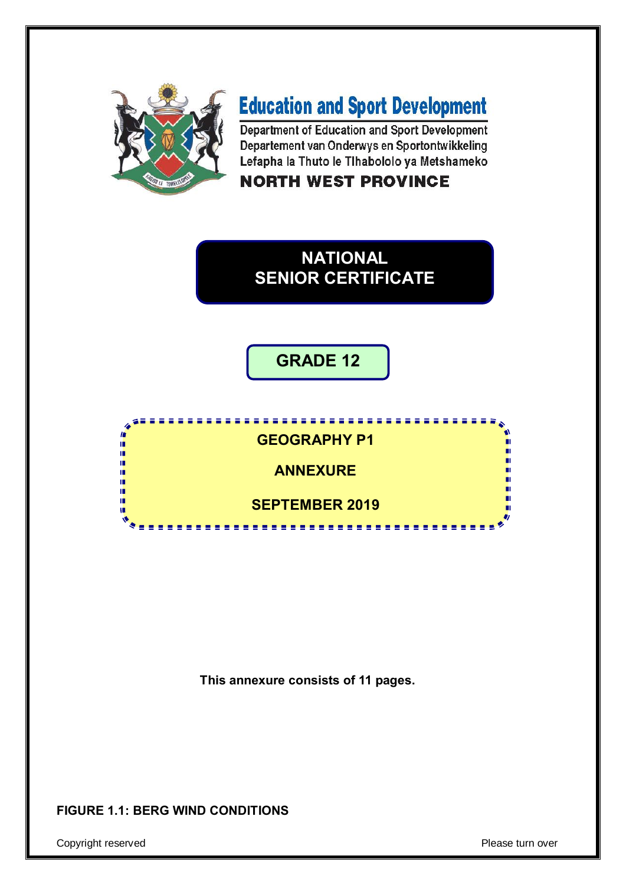# Education and Sport Development

Department of Education and Sport Development
Departement van Onderwys en Sportontwikkeling
Lefapha la Thuto le Tlhabololo ya Metshameko

**NORTH WEST PROVINCE**

## NATIONAL SENIOR CERTIFICATE

## GRADE 12

## GEOGRAPHY P1

## ANNEXURE

## SEPTEMBER 2019

**This annexure consists of 11 pages.**

**FIGURE 1.1: BERG WIND CONDITIONS**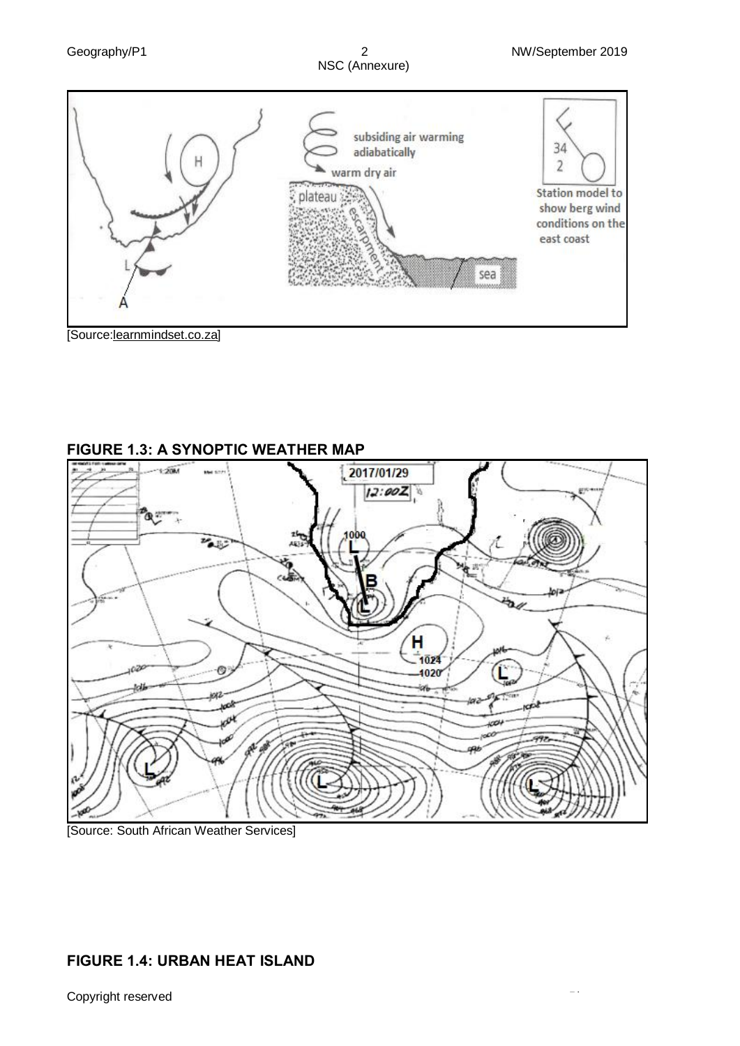subsiding air warming adiabatically

warm dry air

plateau

escarpment

sea

34
2

Station model to show berg wind conditions on the east coast

A

[Source:learnmindset.co.za]

## FIGURE 1.3: A SYNOPTIC WEATHER MAP

2017/01/29
12:00Z

1000

B

H

1024

1020

[Source: South African Weather Services]

## FIGURE 1.4: URBAN HEAT ISLAND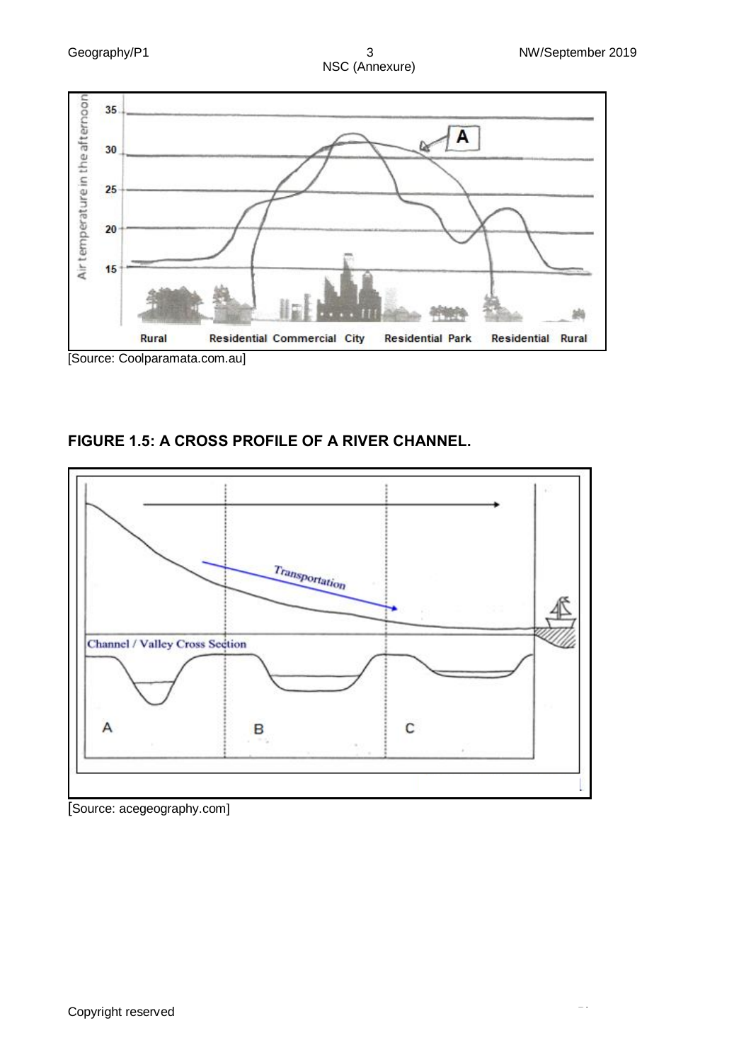Air temperature in the afternoon

35
30
25
20
15

A

Rural Residential Commercial City Residential Park Residential Rural

[Source: Coolparamata.com.au]

## FIGURE 1.5: A CROSS PROFILE OF A RIVER CHANNEL.

Transportation

Channel / Valley Cross Section

A B C

[Source: acegeography.com]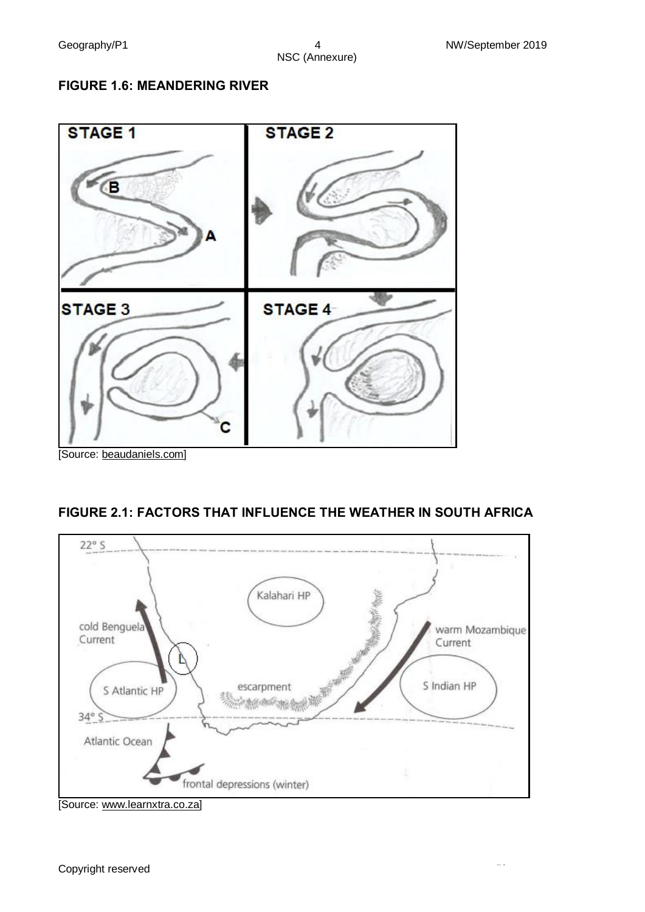**FIGURE 1.6: MEANDERING RIVER**

STAGE 1

B

A

STAGE 2

STAGE 3

C

STAGE 4

[Source: beaudaniels.com]

**FIGURE 2.1: FACTORS THAT INFLUENCE THE WEATHER IN SOUTH AFRICA**

22° S

Kalahari HP

cold Benguela Current

L

warm Mozambique Current

S Atlantic HP

escarpment

S Indian HP

34° S

Atlantic Ocean

frontal depressions (winter)

[Source: www.learnxtra.co.za]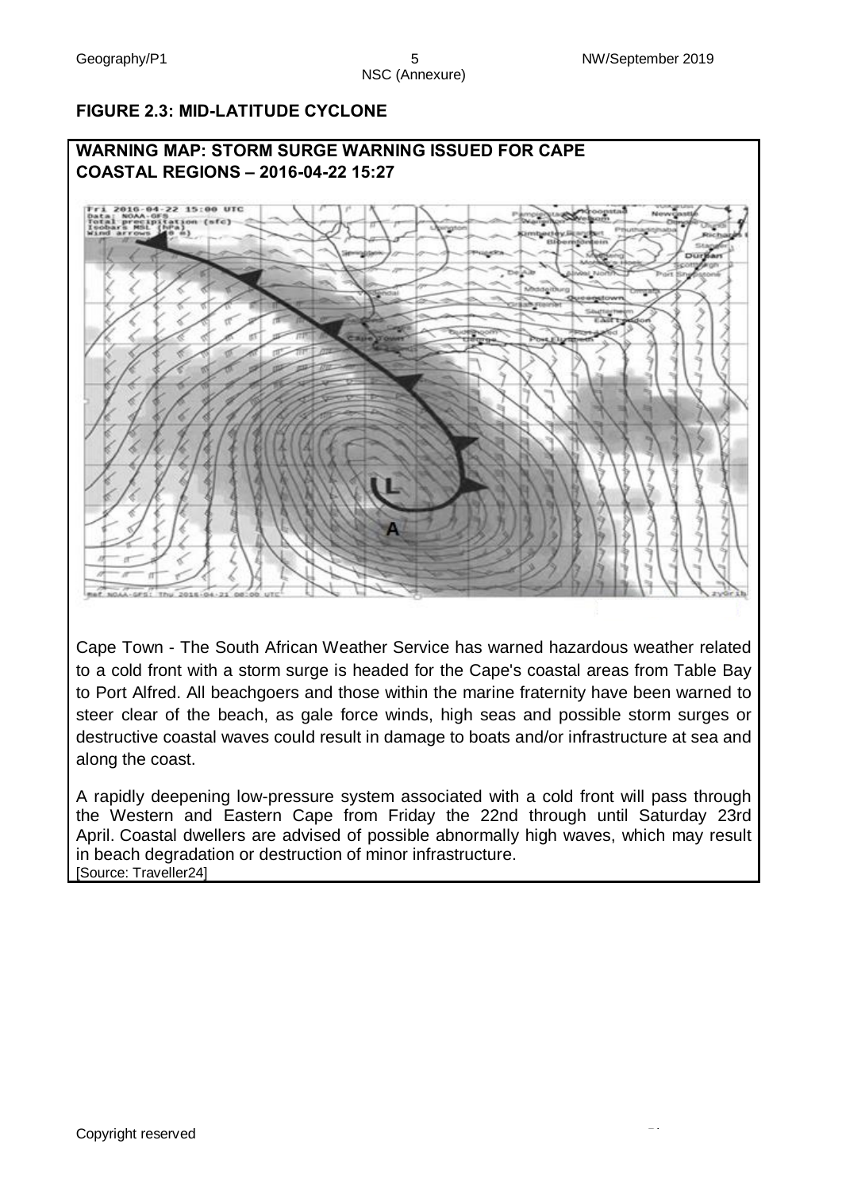**FIGURE 2.3: MID-LATITUDE CYCLONE**

**WARNING MAP: STORM SURGE WARNING ISSUED FOR CAPE COASTAL REGIONS – 2016-04-22 15:27**

Cape Town - The South African Weather Service has warned hazardous weather related to a cold front with a storm surge is headed for the Cape's coastal areas from Table Bay to Port Alfred. All beachgoers and those within the marine fraternity have been warned to steer clear of the beach, as gale force winds, high seas and possible storm surges or destructive coastal waves could result in damage to boats and/or infrastructure at sea and along the coast.

A rapidly deepening low-pressure system associated with a cold front will pass through the Western and Eastern Cape from Friday the 22nd through until Saturday 23rd April. Coastal dwellers are advised of possible abnormally high waves, which may result in beach degradation or destruction of minor infrastructure.

[Source: Traveller24]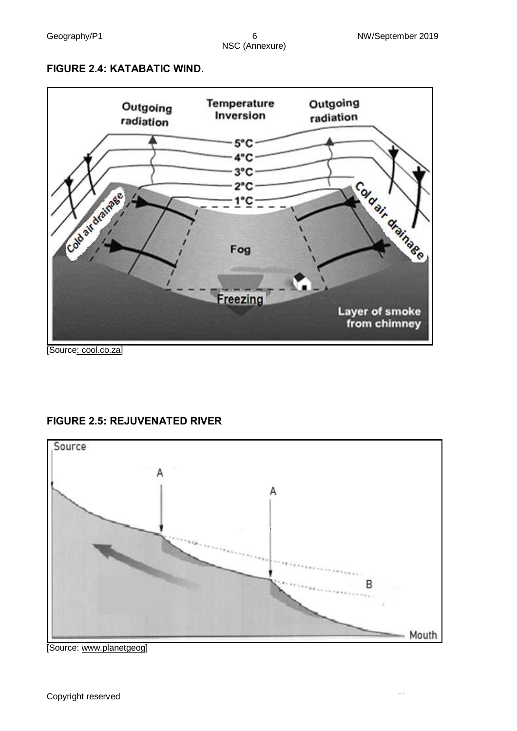**FIGURE 2.4: KATABATIC WIND**.

[Source: cool.co.za]

**FIGURE 2.5: REJUVENATED RIVER**

[Source: www.planetgeog]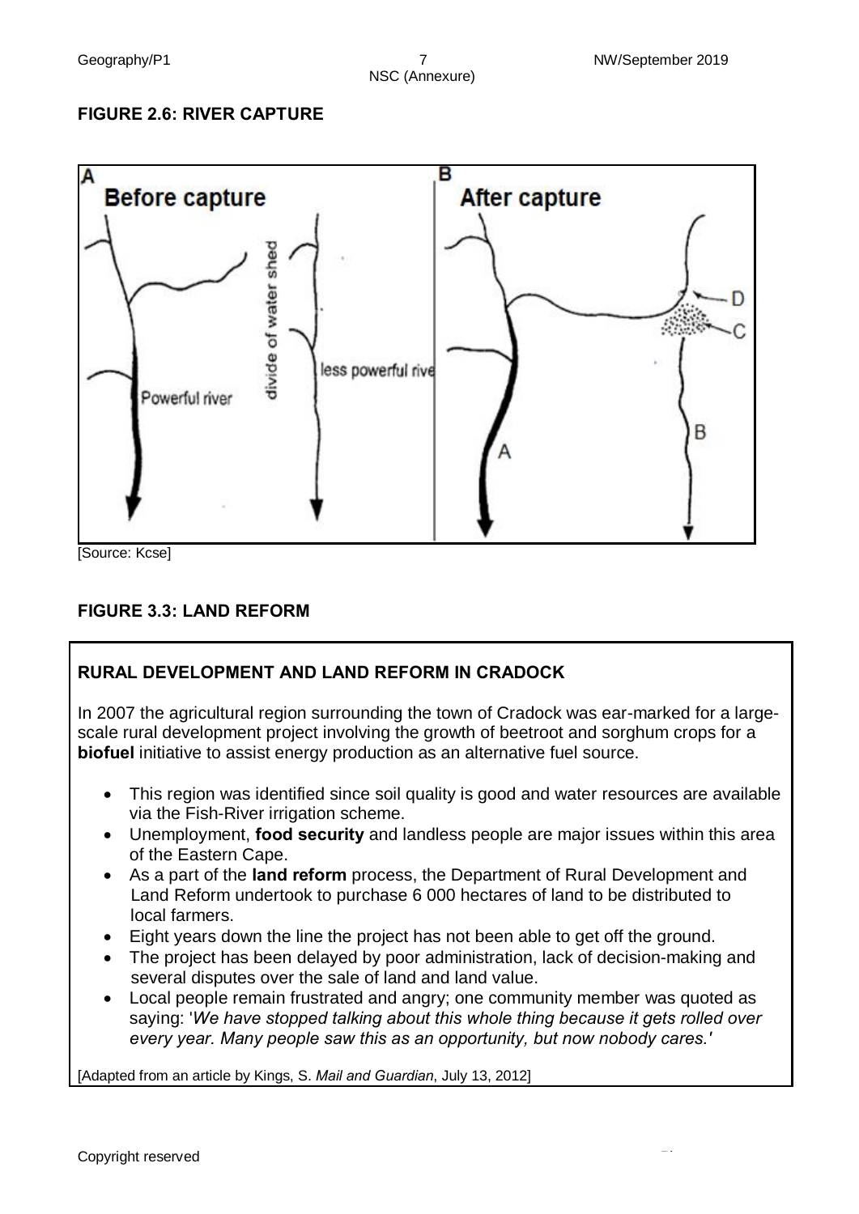**FIGURE 2.6: RIVER CAPTURE**

[Source: Kcse]

**FIGURE 3.3: LAND REFORM**

**RURAL DEVELOPMENT AND LAND REFORM IN CRADOCK**

In 2007 the agricultural region surrounding the town of Cradock was ear-marked for a large-scale rural development project involving the growth of beetroot and sorghum crops for a **biofuel** initiative to assist energy production as an alternative fuel source.

- This region was identified since soil quality is good and water resources are available via the Fish-River irrigation scheme.
- Unemployment, **food security** and landless people are major issues within this area of the Eastern Cape.
- As a part of the **land reform** process, the Department of Rural Development and Land Reform undertook to purchase 6 000 hectares of land to be distributed to local farmers.
- Eight years down the line the project has not been able to get off the ground.
- The project has been delayed by poor administration, lack of decision-making and several disputes over the sale of land and land value.
- Local people remain frustrated and angry; one community member was quoted as saying: '*We have stopped talking about this whole thing because it gets rolled over every year. Many people saw this as an opportunity, but now nobody cares.'*

[Adapted from an article by Kings, S. *Mail and Guardian*, July 13, 2012]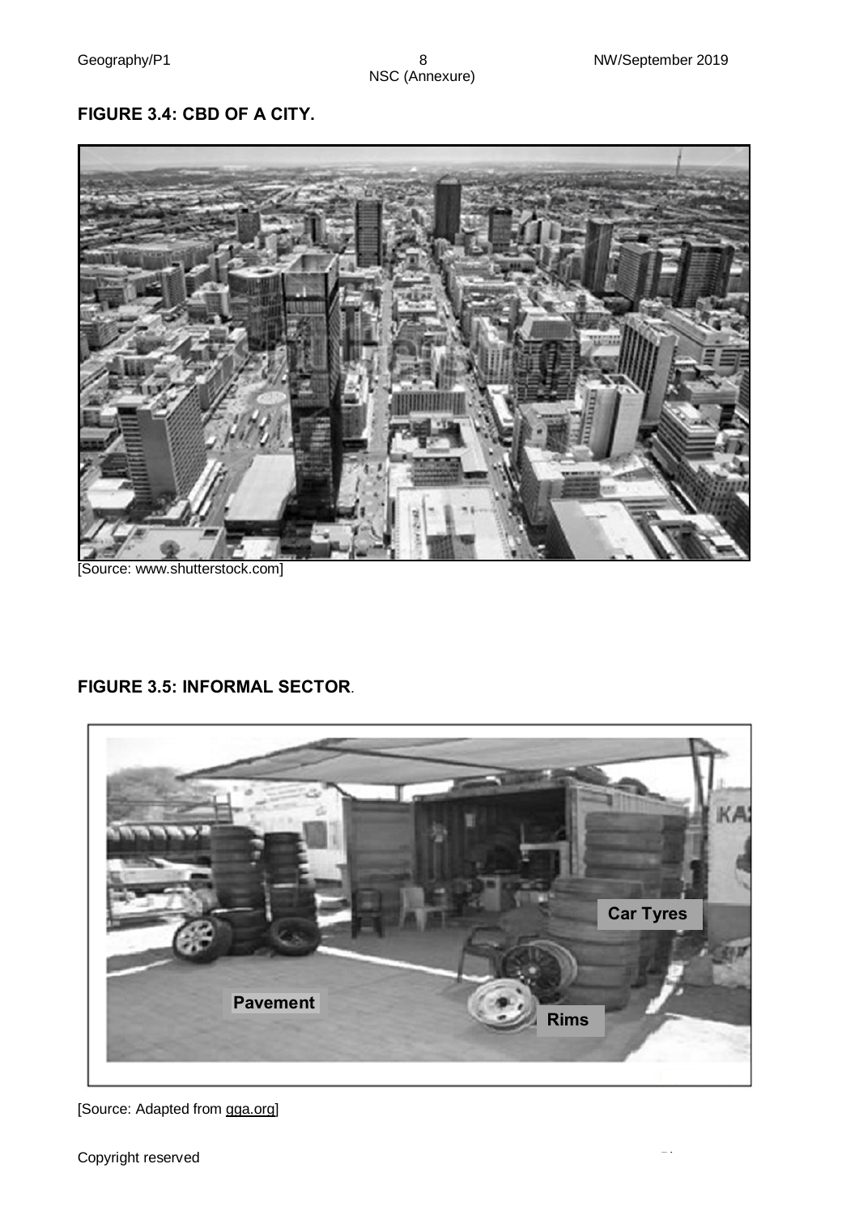**FIGURE 3.4: CBD OF A CITY.**

[Source: www.shutterstock.com]

**FIGURE 3.5: INFORMAL SECTOR.**

Car Tyres

Pavement

Rims

[Source: Adapted from gga.org]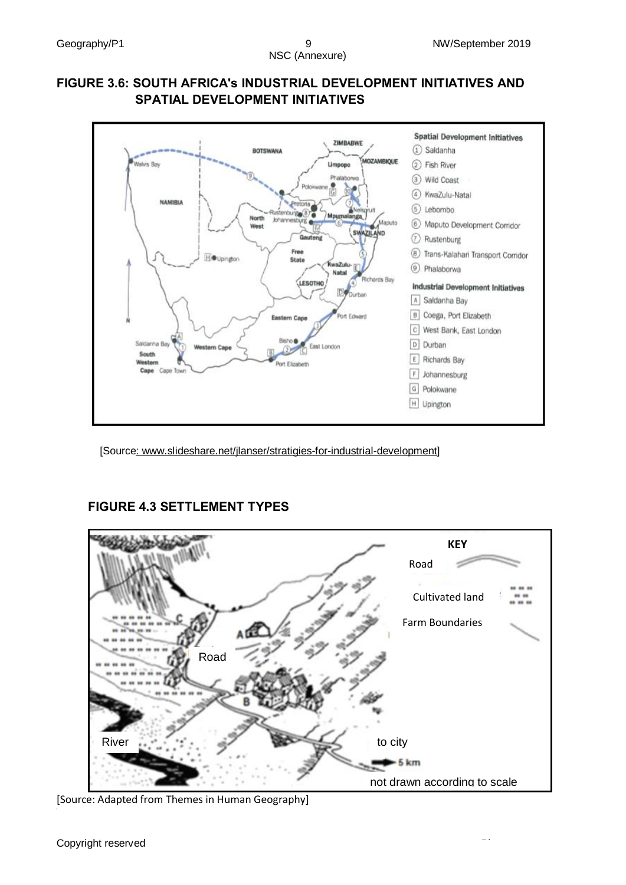## FIGURE 3.6: SOUTH AFRICA's INDUSTRIAL DEVELOPMENT INITIATIVES AND SPATIAL DEVELOPMENT INITIATIVES

**Spatial Development Initiatives**

1. Saldanha
2. Fish River
3. Wild Coast
4. KwaZulu-Natal
5. Lebombo
6. Maputo Development Corridor
7. Rustenburg
8. Trans-Kalahari Transport Corridor
9. Phalaborwa

**Industrial Development Initiatives**

- A Saldanha Bay
- B Coega, Port Elizabeth
- C West Bank, East London
- D Durban
- E Richards Bay
- F Johannesburg
- G Polokwane
- H Upington

[Source: www.slideshare.net/jlanser/stratigies-for-industrial-development]

## FIGURE 4.3 SETTLEMENT TYPES

**KEY**

- Road
- Cultivated land
- Farm Boundaries

not drawn according to scale

[Source: Adapted from Themes in Human Geography]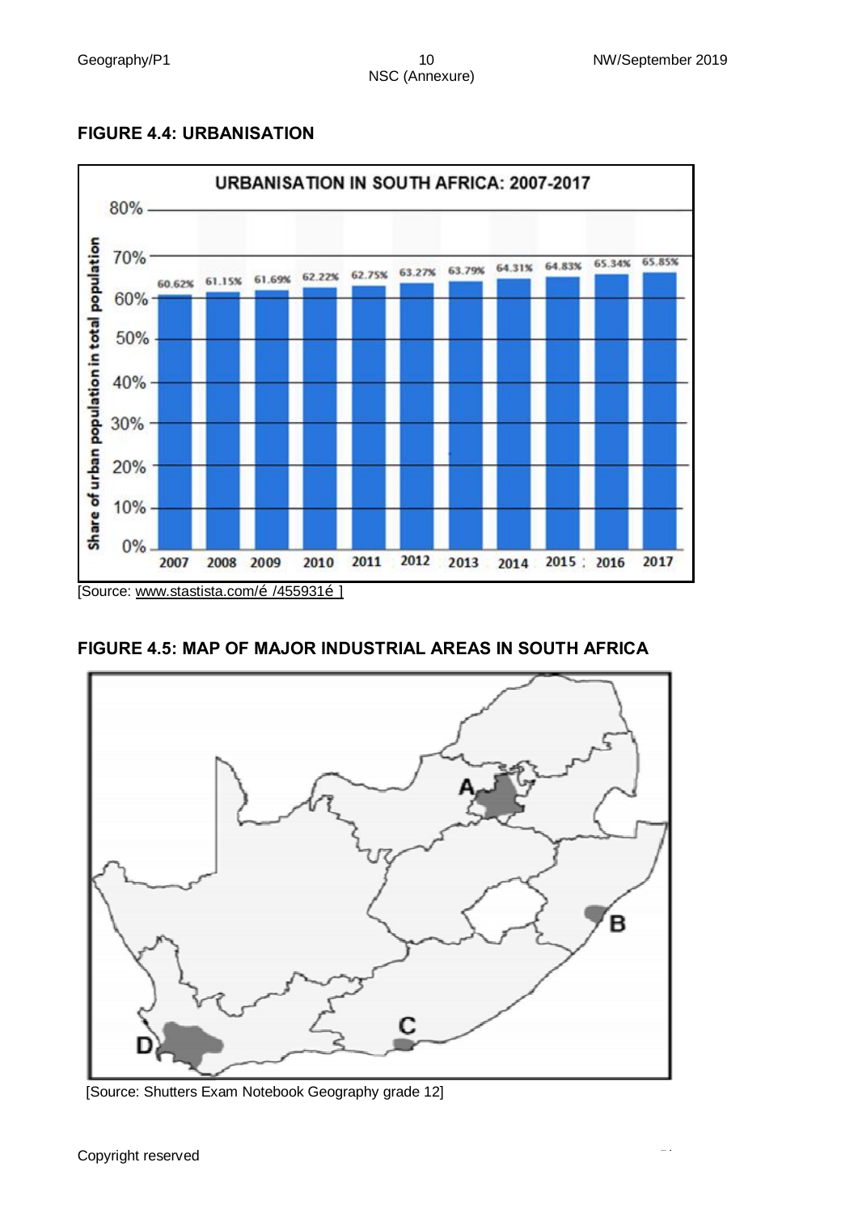## FIGURE 4.4: URBANISATION

**URBANISATION IN SOUTH AFRICA: 2007-2017**

| Year | Share of urban population in total population |
|---|---|
| 2007 | 60.62% |
| 2008 | 61.15% |
| 2009 | 61.69% |
| 2010 | 62.22% |
| 2011 | 62.75% |
| 2012 | 63.27% |
| 2013 | 63.79% |
| 2014 | 64.31% |
| 2015 | 64.83% |
| 2016 | 65.34% |
| 2017 | 65.85% |

[Source: www.stastista.com/é /455931é ]

## FIGURE 4.5: MAP OF MAJOR INDUSTRIAL AREAS IN SOUTH AFRICA

A

B

C

D

[Source: Shutters Exam Notebook Geography grade 12]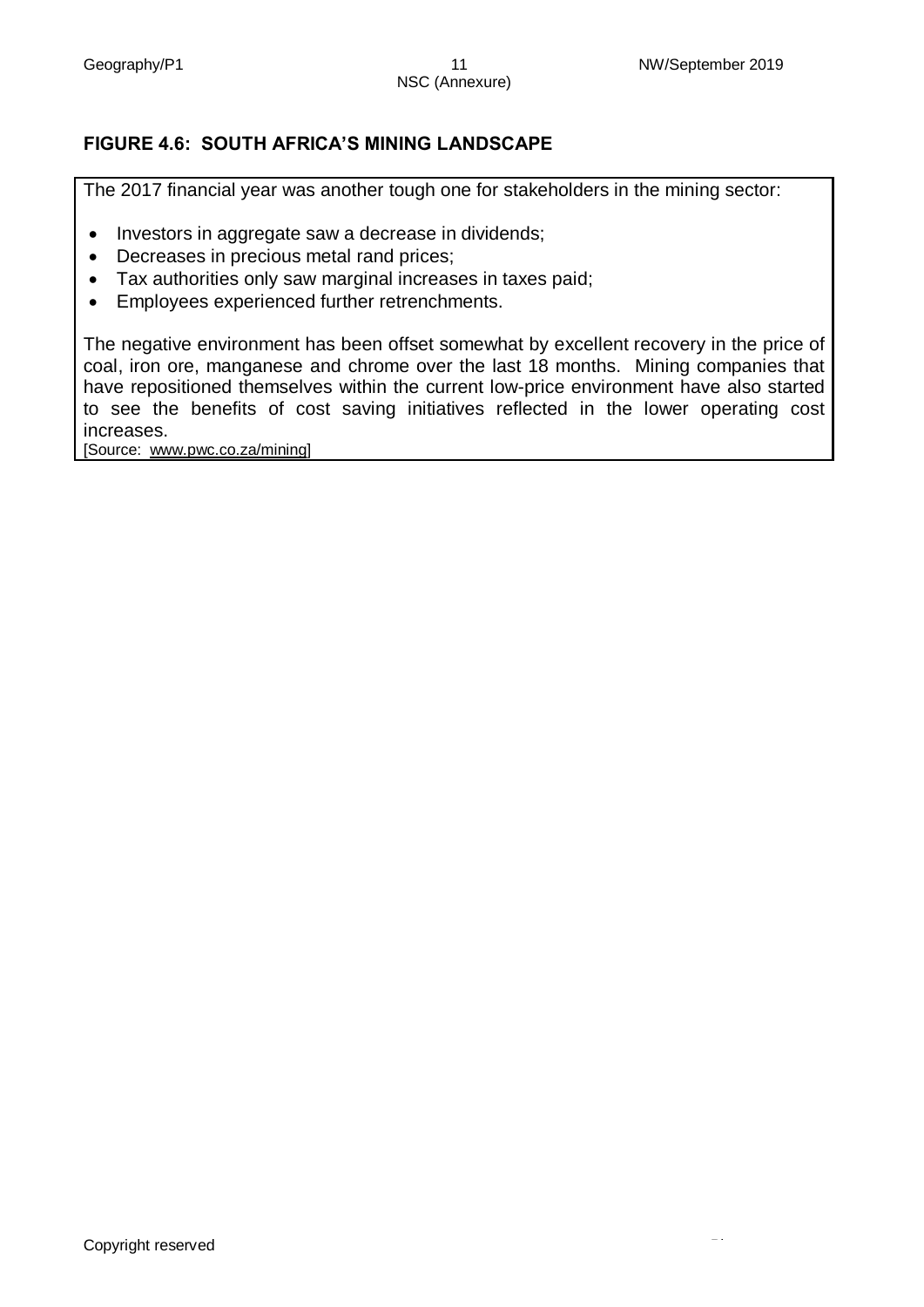**FIGURE 4.6: SOUTH AFRICA'S MINING LANDSCAPE**

The 2017 financial year was another tough one for stakeholders in the mining sector:

- Investors in aggregate saw a decrease in dividends;
- Decreases in precious metal rand prices;
- Tax authorities only saw marginal increases in taxes paid;
- Employees experienced further retrenchments.

The negative environment has been offset somewhat by excellent recovery in the price of coal, iron ore, manganese and chrome over the last 18 months. Mining companies that have repositioned themselves within the current low-price environment have also started to see the benefits of cost saving initiatives reflected in the lower operating cost increases.

[Source: www.pwc.co.za/mining]